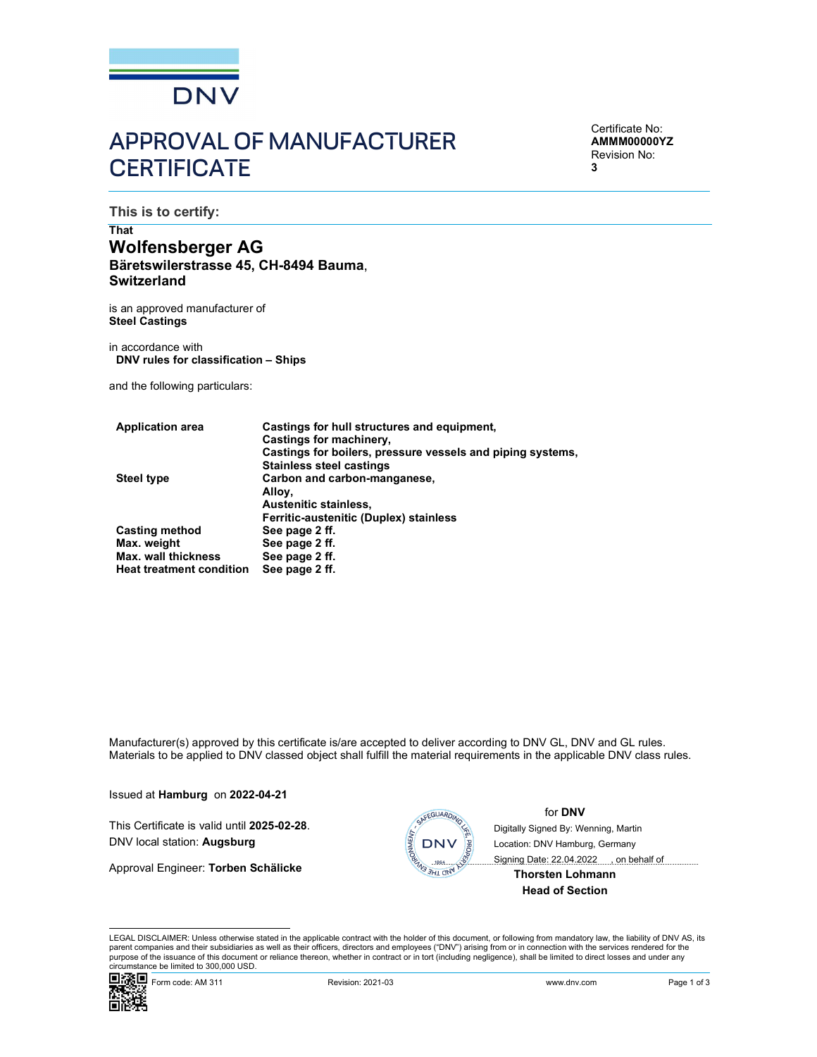DNV

# APPROVAL OF MANUFACTURER CERTIFICATE

Certificate No:
**AMMM00000YZ**
Revision No:
**3**

## This is to certify:

**That**

## Wolfensberger AG
**Bäretswilerstrasse 45, CH-8494 Bauma**,
**Switzerland**

is an approved manufacturer of
**Steel Castings**

in accordance with
**DNV rules for classification – Ships**

and the following particulars:

| | |
|---|---|
| **Application area** | **Castings for hull structures and equipment, Castings for machinery, Castings for boilers, pressure vessels and piping systems, Stainless steel castings** |
| **Steel type** | **Carbon and carbon-manganese, Alloy, Austenitic stainless, Ferritic-austenitic (Duplex) stainless** |
| **Casting method** | **See page 2 ff.** |
| **Max. weight** | **See page 2 ff.** |
| **Max. wall thickness** | **See page 2 ff.** |
| **Heat treatment condition** | **See page 2 ff.** |

Manufacturer(s) approved by this certificate is/are accepted to deliver according to DNV GL, DNV and GL rules. Materials to be applied to DNV classed object shall fulfill the material requirements in the applicable DNV class rules.

Issued at **Hamburg** on **2022-04-21**

This Certificate is valid until **2025-02-28**.
DNV local station: **Augsburg**

Approval Engineer: **Torben Schälicke**

for **DNV**
Digitally Signed By: Wenning, Martin
Location: DNV Hamburg, Germany
Signing Date: 22.04.2022 , on behalf of
**Thorsten Lohmann**
**Head of Section**

LEGAL DISCLAIMER: Unless otherwise stated in the applicable contract with the holder of this document, or following from mandatory law, the liability of DNV AS, its parent companies and their subsidiaries as well as their officers, directors and employees ("DNV") arising from or in connection with the services rendered for the purpose of the issuance of this document or reliance thereon, whether in contract or in tort (including negligence), shall be limited to direct losses and under any circumstance be limited to 300,000 USD.

Form code: AM 311 Revision: 2021-03 www.dnv.com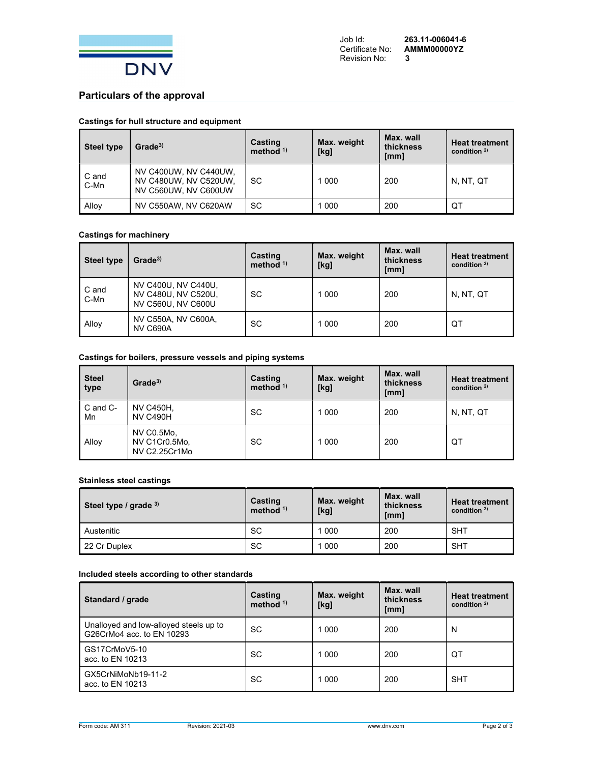Job Id: **263.11-006041-6**
Certificate No: **AMMM00000YZ**
Revision No: **3**

## Particulars of the approval

### Castings for hull structure and equipment

| Steel type | Grade[3)] | Casting method [1)] | Max. weight [kg] | Max. wall thickness [mm] | Heat treatment condition [2)] |
|---|---|---|---|---|---|
| C and C-Mn | NV C400UW, NV C440UW, NV C480UW, NV C520UW, NV C560UW, NV C600UW | SC | 1 000 | 200 | N, NT, QT |
| Alloy | NV C550AW, NV C620AW | SC | 1 000 | 200 | QT |

### Castings for machinery

| Steel type | Grade[3)] | Casting method [1)] | Max. weight [kg] | Max. wall thickness [mm] | Heat treatment condition [2)] |
|---|---|---|---|---|---|
| C and C-Mn | NV C400U, NV C440U, NV C480U, NV C520U, NV C560U, NV C600U | SC | 1 000 | 200 | N, NT, QT |
| Alloy | NV C550A, NV C600A, NV C690A | SC | 1 000 | 200 | QT |

### Castings for boilers, pressure vessels and piping systems

| Steel type | Grade[3)] | Casting method [1)] | Max. weight [kg] | Max. wall thickness [mm] | Heat treatment condition [2)] |
|---|---|---|---|---|---|
| C and C-Mn | NV C450H, NV C490H | SC | 1 000 | 200 | N, NT, QT |
| Alloy | NV C0.5Mo, NV C1Cr0.5Mo, NV C2.25Cr1Mo | SC | 1 000 | 200 | QT |

### Stainless steel castings

| Steel type / grade [3)] | Casting method [1)] | Max. weight [kg] | Max. wall thickness [mm] | Heat treatment condition [2)] |
|---|---|---|---|---|
| Austenitic | SC | 1 000 | 200 | SHT |
| 22 Cr Duplex | SC | 1 000 | 200 | SHT |

### Included steels according to other standards

| Standard / grade | Casting method [1)] | Max. weight [kg] | Max. wall thickness [mm] | Heat treatment condition [2)] |
|---|---|---|---|---|
| Unalloyed and low-alloyed steels up to G26CrMo4 acc. to EN 10293 | SC | 1 000 | 200 | N |
| GS17CrMoV5-10 acc. to EN 10213 | SC | 1 000 | 200 | QT |
| GX5CrNiMoNb19-11-2 acc. to EN 10213 | SC | 1 000 | 200 | SHT |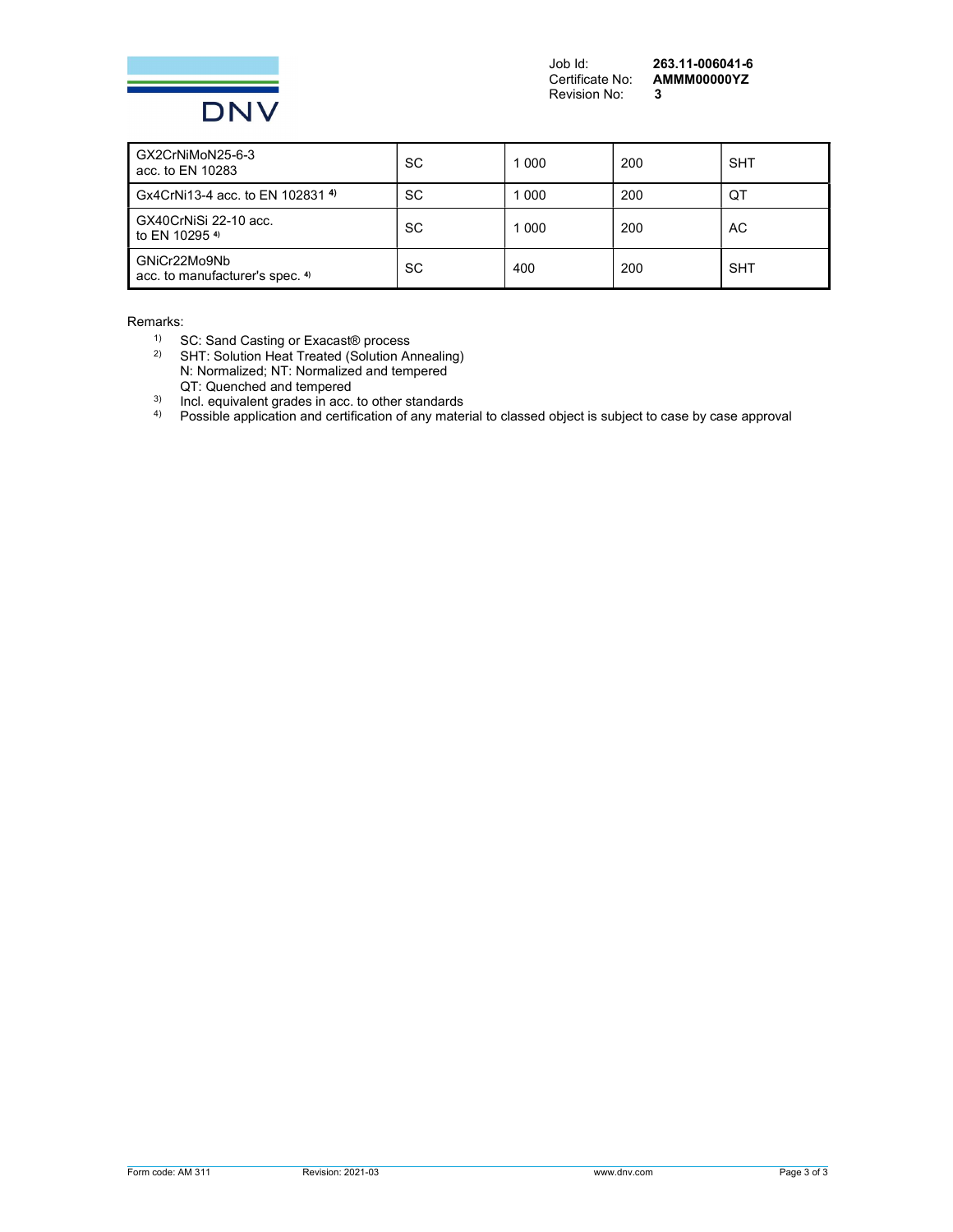| | | | | |
|---|---|---|---|---|
| GX2CrNiMoN25-6-3 acc. to EN 10283 | SC | 1 000 | 200 | SHT |
| Gx4CrNi13-4 acc. to EN 102831 [4] | SC | 1 000 | 200 | QT |
| GX40CrNiSi 22-10 acc. to EN 10295 [4] | SC | 1 000 | 200 | AC |
| GNiCr22Mo9Nb acc. to manufacturer's spec. [4] | SC | 400 | 200 | SHT |

Remarks:

1) SC: Sand Casting or Exacast® process
2) SHT: Solution Heat Treated (Solution Annealing)
   N: Normalized; NT: Normalized and tempered
   QT: Quenched and tempered
3) Incl. equivalent grades in acc. to other standards
4) Possible application and certification of any material to classed object is subject to case by case approval